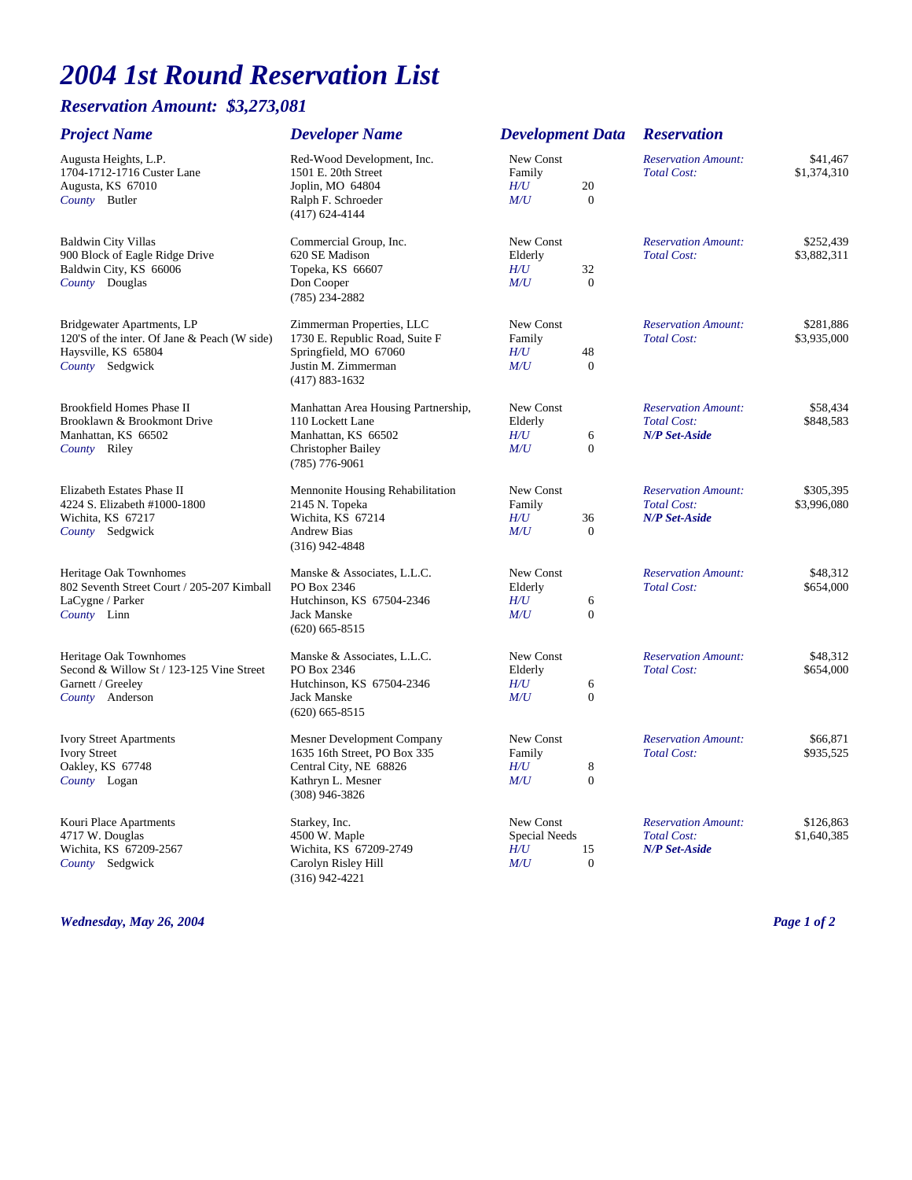# 2004 1st Round Reservation List

## Reservation Amount: $3,273,081

| Project Name | Developer Name | Development Data | | Reservation | |
|---|---|---|---|---|---|
| Augusta Heights, L.P.<br>1704-1712-1716 Custer Lane<br>Augusta, KS 67010<br>*County* Butler | Red-Wood Development, Inc.<br>1501 E. 20th Street<br>Joplin, MO 64804<br>Ralph F. Schroeder<br>(417) 624-4144 | New Const<br>Family<br>*H/U*<br>*M/U* | <br><br>20<br>0 | *Reservation Amount:*<br>*Total Cost:* | $41,467<br>$1,374,310 |
| Baldwin City Villas<br>900 Block of Eagle Ridge Drive<br>Baldwin City, KS 66006<br>*County* Douglas | Commercial Group, Inc.<br>620 SE Madison<br>Topeka, KS 66607<br>Don Cooper<br>(785) 234-2882 | New Const<br>Elderly<br>*H/U*<br>*M/U* | <br><br>32<br>0 | *Reservation Amount:*<br>*Total Cost:* | $252,439<br>$3,882,311 |
| Bridgewater Apartments, LP<br>120'S of the inter. Of Jane & Peach (W side)<br>Haysville, KS 65804<br>*County* Sedgwick | Zimmerman Properties, LLC<br>1730 E. Republic Road, Suite F<br>Springfield, MO 67060<br>Justin M. Zimmerman<br>(417) 883-1632 | New Const<br>Family<br>*H/U*<br>*M/U* | <br><br>48<br>0 | *Reservation Amount:*<br>*Total Cost:* | $281,886<br>$3,935,000 |
| Brookfield Homes Phase II<br>Brooklawn & Brookmont Drive<br>Manhattan, KS 66502<br>*County* Riley | Manhattan Area Housing Partnership,<br>110 Lockett Lane<br>Manhattan, KS 66502<br>Christopher Bailey<br>(785) 776-9061 | New Const<br>Elderly<br>*H/U*<br>*M/U* | <br><br>6<br>0 | *Reservation Amount:*<br>*Total Cost:*<br>***N/P Set-Aside*** | $58,434<br>$848,583 |
| Elizabeth Estates Phase II<br>4224 S. Elizabeth #1000-1800<br>Wichita, KS 67217<br>*County* Sedgwick | Mennonite Housing Rehabilitation<br>2145 N. Topeka<br>Wichita, KS 67214<br>Andrew Bias<br>(316) 942-4848 | New Const<br>Family<br>*H/U*<br>*M/U* | <br><br>36<br>0 | *Reservation Amount:*<br>*Total Cost:*<br>***N/P Set-Aside*** | $305,395<br>$3,996,080 |
| Heritage Oak Townhomes<br>802 Seventh Street Court / 205-207 Kimball<br>LaCygne / Parker<br>*County* Linn | Manske & Associates, L.L.C.<br>PO Box 2346<br>Hutchinson, KS 67504-2346<br>Jack Manske<br>(620) 665-8515 | New Const<br>Elderly<br>*H/U*<br>*M/U* | <br><br>6<br>0 | *Reservation Amount:*<br>*Total Cost:* | $48,312<br>$654,000 |
| Heritage Oak Townhomes<br>Second & Willow St / 123-125 Vine Street<br>Garnett / Greeley<br>*County* Anderson | Manske & Associates, L.L.C.<br>PO Box 2346<br>Hutchinson, KS 67504-2346<br>Jack Manske<br>(620) 665-8515 | New Const<br>Elderly<br>*H/U*<br>*M/U* | <br><br>6<br>0 | *Reservation Amount:*<br>*Total Cost:* | $48,312<br>$654,000 |
| Ivory Street Apartments<br>Ivory Street<br>Oakley, KS 67748<br>*County* Logan | Mesner Development Company<br>1635 16th Street, PO Box 335<br>Central City, NE 68826<br>Kathryn L. Mesner<br>(308) 946-3826 | New Const<br>Family<br>*H/U*<br>*M/U* | <br><br>8<br>0 | *Reservation Amount:*<br>*Total Cost:* | $66,871<br>$935,525 |
| Kouri Place Apartments<br>4717 W. Douglas<br>Wichita, KS 67209-2567<br>*County* Sedgwick | Starkey, Inc.<br>4500 W. Maple<br>Wichita, KS 67209-2749<br>Carolyn Risley Hill<br>(316) 942-4221 | New Const<br>Special Needs<br>*H/U*<br>*M/U* | <br><br>15<br>0 | *Reservation Amount:*<br>*Total Cost:*<br>***N/P Set-Aside*** | $126,863<br>$1,640,385 |

*Wednesday, May 26, 2004*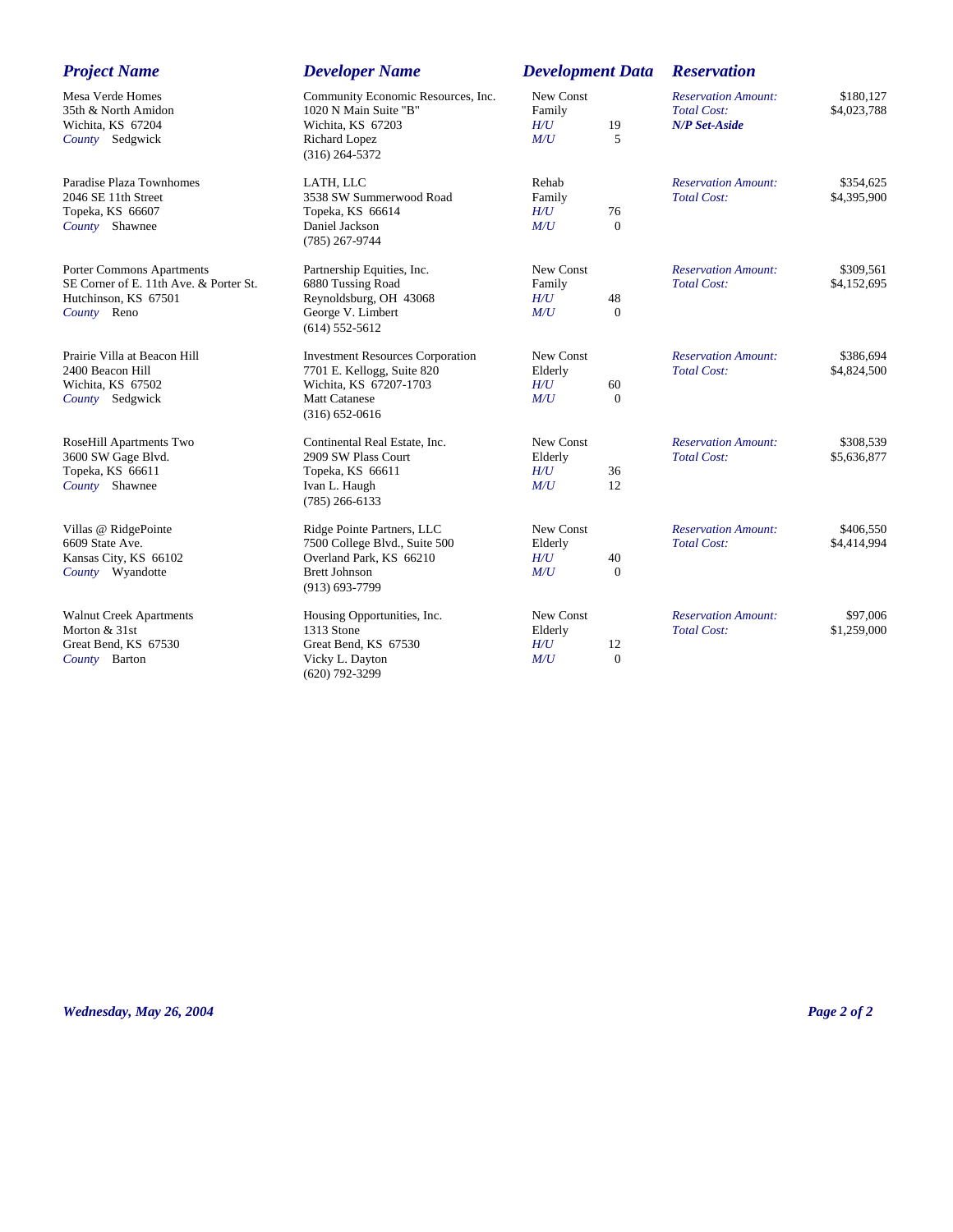| Project Name | Developer Name | Development Data | | Reservation | |
|---|---|---|---|---|---|
| Mesa Verde Homes<br>35th & North Amidon<br>Wichita, KS 67204<br>*County* Sedgwick | Community Economic Resources, Inc.<br>1020 N Main Suite "B"<br>Wichita, KS 67203<br>Richard Lopez<br>(316) 264-5372 | New Const<br>Family<br>*H/U*<br>*M/U* | <br><br>19<br>5 | *Reservation Amount:*<br>*Total Cost:*<br>***N/P Set-Aside*** | $180,127<br>$4,023,788 |
| Paradise Plaza Townhomes<br>2046 SE 11th Street<br>Topeka, KS 66607<br>*County* Shawnee | LATH, LLC<br>3538 SW Summerwood Road<br>Topeka, KS 66614<br>Daniel Jackson<br>(785) 267-9744 | Rehab<br>Family<br>*H/U*<br>*M/U* | <br><br>76<br>0 | *Reservation Amount:*<br>*Total Cost:* | $354,625<br>$4,395,900 |
| Porter Commons Apartments<br>SE Corner of E. 11th Ave. & Porter St.<br>Hutchinson, KS 67501<br>*County* Reno | Partnership Equities, Inc.<br>6880 Tussing Road<br>Reynoldsburg, OH 43068<br>George V. Limbert<br>(614) 552-5612 | New Const<br>Family<br>*H/U*<br>*M/U* | <br><br>48<br>0 | *Reservation Amount:*<br>*Total Cost:* | $309,561<br>$4,152,695 |
| Prairie Villa at Beacon Hill<br>2400 Beacon Hill<br>Wichita, KS 67502<br>*County* Sedgwick | Investment Resources Corporation<br>7701 E. Kellogg, Suite 820<br>Wichita, KS 67207-1703<br>Matt Catanese<br>(316) 652-0616 | New Const<br>Elderly<br>*H/U*<br>*M/U* | <br><br>60<br>0 | *Reservation Amount:*<br>*Total Cost:* | $386,694<br>$4,824,500 |
| RoseHill Apartments Two<br>3600 SW Gage Blvd.<br>Topeka, KS 66611<br>*County* Shawnee | Continental Real Estate, Inc.<br>2909 SW Plass Court<br>Topeka, KS 66611<br>Ivan L. Haugh<br>(785) 266-6133 | New Const<br>Elderly<br>*H/U*<br>*M/U* | <br><br>36<br>12 | *Reservation Amount:*<br>*Total Cost:* | $308,539<br>$5,636,877 |
| Villas @ RidgePointe<br>6609 State Ave.<br>Kansas City, KS 66102<br>*County* Wyandotte | Ridge Pointe Partners, LLC<br>7500 College Blvd., Suite 500<br>Overland Park, KS 66210<br>Brett Johnson<br>(913) 693-7799 | New Const<br>Elderly<br>*H/U*<br>*M/U* | <br><br>40<br>0 | *Reservation Amount:*<br>*Total Cost:* | $406,550<br>$4,414,994 |
| Walnut Creek Apartments<br>Morton & 31st<br>Great Bend, KS 67530<br>*County* Barton | Housing Opportunities, Inc.<br>1313 Stone<br>Great Bend, KS 67530<br>Vicky L. Dayton<br>(620) 792-3299 | New Const<br>Elderly<br>*H/U*<br>*M/U* | <br><br>12<br>0 | *Reservation Amount:*<br>*Total Cost:* | $97,006<br>$1,259,000 |

***Wednesday, May 26, 2004***